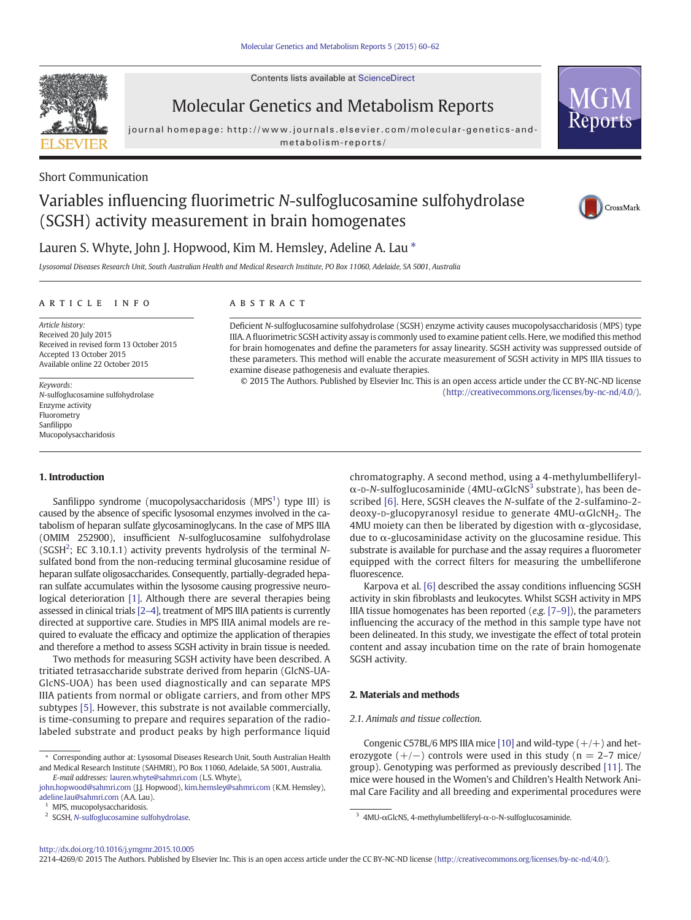Short Communication

# Variables influencing fluorimetric *N*-sulfoglucosamine sulfohydrolase (SGSH) activity measurement in brain homogenates

Lauren S. Whyte, John J. Hopwood, Kim M. Hemsley, Adeline A. Lau *

*Lysosomal Diseases Research Unit, South Australian Health and Medical Research Institute, PO Box 11060, Adelaide, SA 5001, Australia*

## ARTICLE INFO

*Article history:*
Received 20 July 2015
Received in revised form 13 October 2015
Accepted 13 October 2015
Available online 22 October 2015

*Keywords:*
*N*-sulfoglucosamine sulfohydrolase
Enzyme activity
Fluorometry
Sanfilippo
Mucopolysaccharidosis

## ABSTRACT

Deficient *N*-sulfoglucosamine sulfohydrolase (SGSH) enzyme activity causes mucopolysaccharidosis (MPS) type IIIA. A fluorimetric SGSH activity assay is commonly used to examine patient cells. Here, we modified this method for brain homogenates and define the parameters for assay linearity. SGSH activity was suppressed outside of these parameters. This method will enable the accurate measurement of SGSH activity in MPS IIIA tissues to examine disease pathogenesis and evaluate therapies.

© 2015 The Authors. Published by Elsevier Inc. This is an open access article under the CC BY-NC-ND license (http://creativecommons.org/licenses/by-nc-nd/4.0/).

## 1. Introduction

Sanfilippo syndrome (mucopolysaccharidosis (MPS[1]) type III) is caused by the absence of specific lysosomal enzymes involved in the catabolism of heparan sulfate glycosaminoglycans. In the case of MPS IIIA (OMIM 252900), insufficient *N*-sulfoglucosamine sulfohydrolase (SGSH[2]; EC 3.10.1.1) activity prevents hydrolysis of the terminal *N*-sulfated bond from the non-reducing terminal glucosamine residue of heparan sulfate oligosaccharides. Consequently, partially-degraded heparan sulfate accumulates within the lysosome causing progressive neurological deterioration [1]. Although there are several therapies being assessed in clinical trials [2–4], treatment of MPS IIIA patients is currently directed at supportive care. Studies in MPS IIIA animal models are required to evaluate the efficacy and optimize the application of therapies and therefore a method to assess SGSH activity in brain tissue is needed.

Two methods for measuring SGSH activity have been described. A tritiated tetrasaccharide substrate derived from heparin (GlcNS-UA-GlcNS-UOA) has been used diagnostically and can separate MPS IIIA patients from normal or obligate carriers, and from other MPS subtypes [5]. However, this substrate is not available commercially, is time-consuming to prepare and requires separation of the radio-labeled substrate and product peaks by high performance liquid chromatography. A second method, using a 4-methylumbelliferyl-α-D-*N*-sulfoglucosaminide (4MU-αGlcNS[3] substrate), has been described [6]. Here, SGSH cleaves the *N*-sulfate of the 2-sulfamino-2-deoxy-D-glucopyranosyl residue to generate 4MU-α$GlcNH_2$. The 4MU moiety can then be liberated by digestion with α-glycosidase, due to α-glucosaminidase activity on the glucosamine residue. This substrate is available for purchase and the assay requires a fluorometer equipped with the correct filters for measuring the umbelliferone fluorescence.

Karpova et al. [6] described the assay conditions influencing SGSH activity in skin fibroblasts and leukocytes. Whilst SGSH activity in MPS IIIA tissue homogenates has been reported (*e.g.* [7–9]), the parameters influencing the accuracy of the method in this sample type have not been delineated. In this study, we investigate the effect of total protein content and assay incubation time on the rate of brain homogenate SGSH activity.

## 2. Materials and methods

### 2.1. Animals and tissue collection.

Congenic C57BL/6 MPS IIIA mice [10] and wild-type (+/+) and heterozygote (+/−) controls were used in this study (n = 2–7 mice/group). Genotyping was performed as previously described [11]. The mice were housed in the Women's and Children's Health Network Animal Care Facility and all breeding and experimental procedures were

---

* Corresponding author at: Lysosomal Diseases Research Unit, South Australian Health and Medical Research Institute (SAHMRI), PO Box 11060, Adelaide, SA 5001, Australia.
*E-mail addresses:* lauren.whyte@sahmri.com (L.S. Whyte), john.hopwood@sahmri.com (J.J. Hopwood), kim.hemsley@sahmri.com (K.M. Hemsley), adeline.lau@sahmri.com (A.A. Lau).

[1] MPS, mucopolysaccharidosis.
[2] SGSH, *N*-sulfoglucosamine sulfohydrolase.
[3] 4MU-αGlcNS, 4-methylumbelliferyl-α-D-N-sulfoglucosaminide.

http://dx.doi.org/10.1016/j.ymgmr.2015.10.005
2214-4269/© 2015 The Authors. Published by Elsevier Inc. This is an open access article under the CC BY-NC-ND license (http://creativecommons.org/licenses/by-nc-nd/4.0/).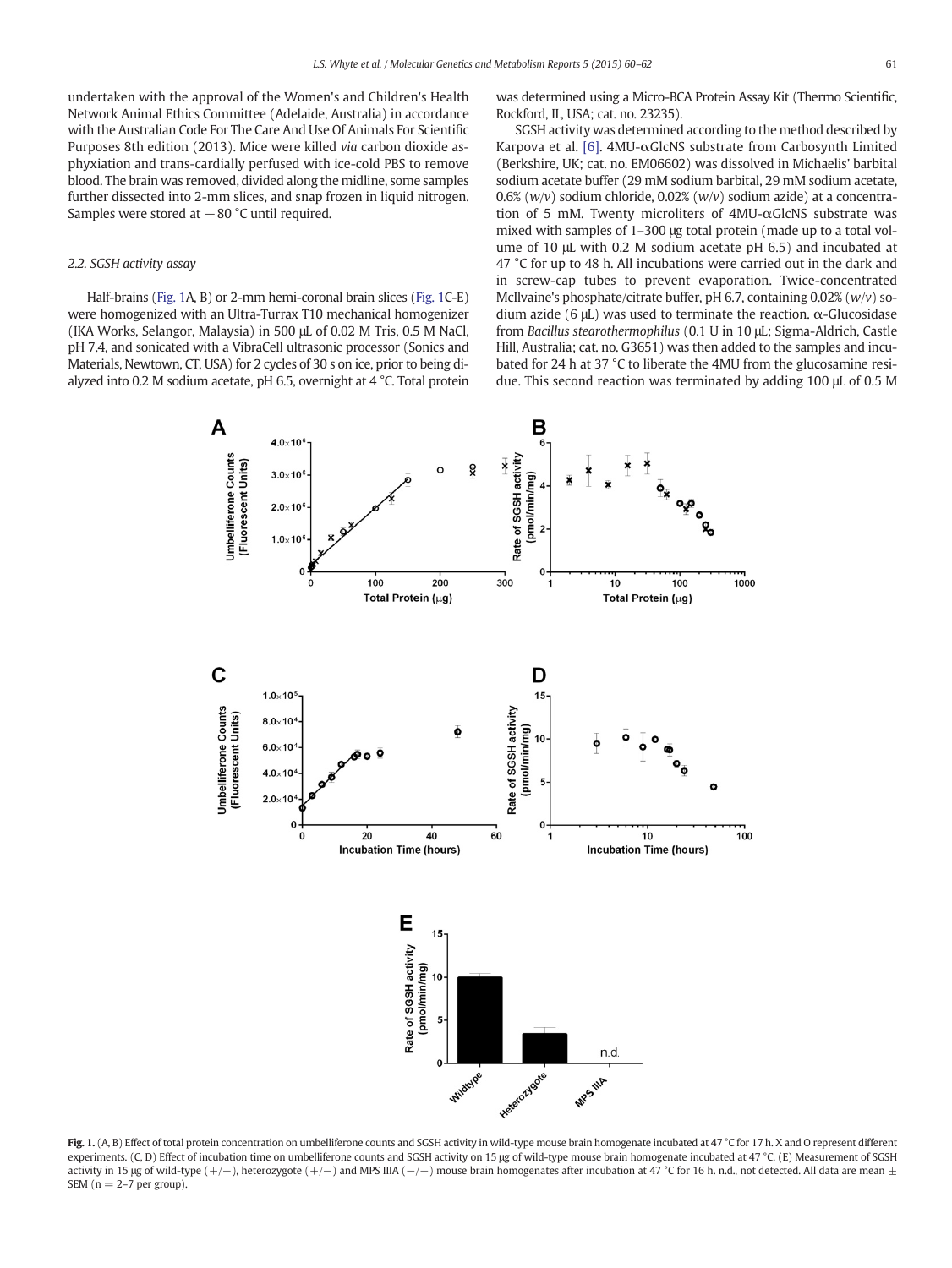undertaken with the approval of the Women's and Children's Health Network Animal Ethics Committee (Adelaide, Australia) in accordance with the Australian Code For The Care And Use Of Animals For Scientific Purposes 8th edition (2013). Mice were killed *via* carbon dioxide asphyxiation and trans-cardially perfused with ice-cold PBS to remove blood. The brain was removed, divided along the midline, some samples further dissected into 2-mm slices, and snap frozen in liquid nitrogen. Samples were stored at −80 °C until required.

### 2.2. SGSH activity assay

Half-brains (Fig. 1A, B) or 2-mm hemi-coronal brain slices (Fig. 1C-E) were homogenized with an Ultra-Turrax T10 mechanical homogenizer (IKA Works, Selangor, Malaysia) in 500 μL of 0.02 M Tris, 0.5 M NaCl, pH 7.4, and sonicated with a VibraCell ultrasonic processor (Sonics and Materials, Newtown, CT, USA) for 2 cycles of 30 s on ice, prior to being dialyzed into 0.2 M sodium acetate, pH 6.5, overnight at 4 °C. Total protein was determined using a Micro-BCA Protein Assay Kit (Thermo Scientific, Rockford, IL, USA; cat. no. 23235).

SGSH activity was determined according to the method described by Karpova et al. [6]. 4MU-αGlcNS substrate from Carbosynth Limited (Berkshire, UK; cat. no. EM06602) was dissolved in Michaelis' barbital sodium acetate buffer (29 mM sodium barbital, 29 mM sodium acetate, 0.6% (*w*/*v*) sodium chloride, 0.02% (*w*/*v*) sodium azide) at a concentration of 5 mM. Twenty microliters of 4MU-αGlcNS substrate was mixed with samples of 1–300 μg total protein (made up to a total volume of 10 μL with 0.2 M sodium acetate pH 6.5) and incubated at 47 °C for up to 48 h. All incubations were carried out in the dark and in screw-cap tubes to prevent evaporation. Twice-concentrated McIlvaine's phosphate/citrate buffer, pH 6.7, containing 0.02% (*w*/*v*) sodium azide (6 μL) was used to terminate the reaction. α-Glucosidase from *Bacillus stearothermophilus* (0.1 U in 10 μL; Sigma-Aldrich, Castle Hill, Australia; cat. no. G3651) was then added to the samples and incubated for 24 h at 37 °C to liberate the 4MU from the glucosamine residue. This second reaction was terminated by adding 100 μL of 0.5 M

**Fig. 1.** (A, B) Effect of total protein concentration on umbelliferone counts and SGSH activity in wild-type mouse brain homogenate incubated at 47 °C for 17 h. X and O represent different experiments. (C, D) Effect of incubation time on umbelliferone counts and SGSH activity on 15 μg of wild-type mouse brain homogenate incubated at 47 °C. (E) Measurement of SGSH activity in 15 μg of wild-type (+/+), heterozygote (+/−) and MPS IIIA (−/−) mouse brain homogenates after incubation at 47 °C for 16 h. n.d., not detected. All data are mean ± SEM (n = 2–7 per group).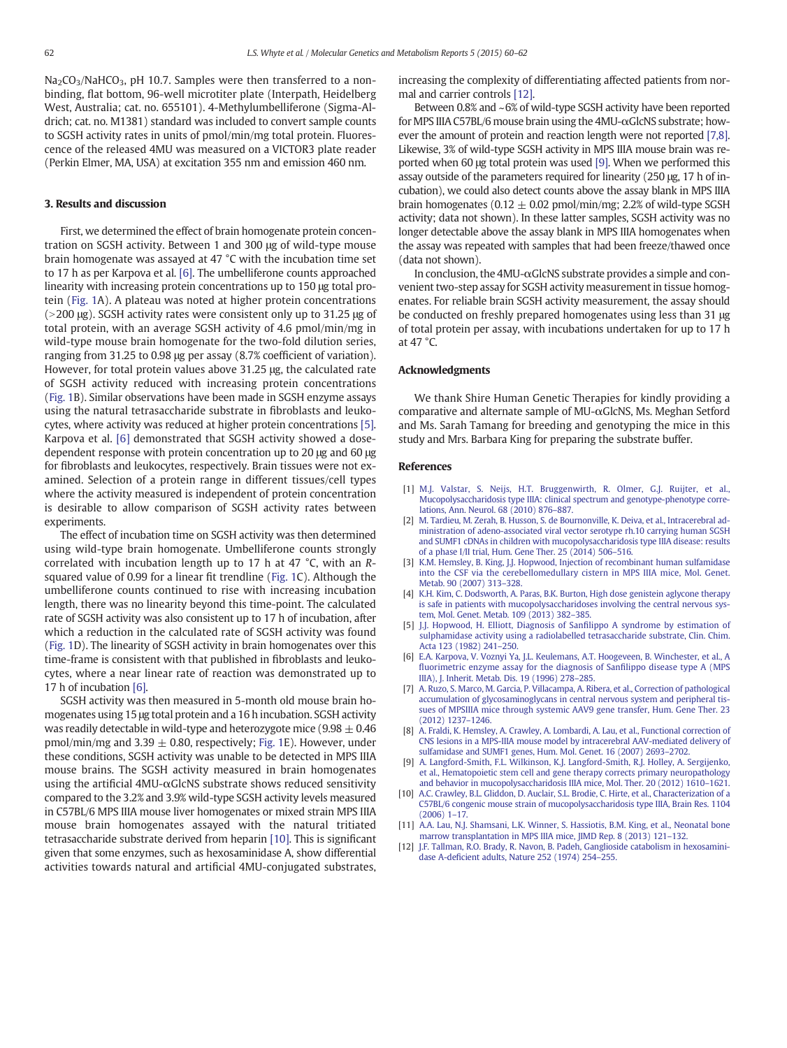$Na_2CO_3$/$NaHCO_3$, pH 10.7. Samples were then transferred to a non-binding, flat bottom, 96-well microtiter plate (Interpath, Heidelberg West, Australia; cat. no. 655101). 4-Methylumbelliferone (Sigma-Aldrich; cat. no. M1381) standard was included to convert sample counts to SGSH activity rates in units of pmol/min/mg total protein. Fluorescence of the released 4MU was measured on a VICTOR3 plate reader (Perkin Elmer, MA, USA) at excitation 355 nm and emission 460 nm.

## 3. Results and discussion

First, we determined the effect of brain homogenate protein concentration on SGSH activity. Between 1 and 300 μg of wild-type mouse brain homogenate was assayed at 47 °C with the incubation time set to 17 h as per Karpova et al. [6]. The umbelliferone counts approached linearity with increasing protein concentrations up to 150 μg total protein (Fig. 1A). A plateau was noted at higher protein concentrations (>200 μg). SGSH activity rates were consistent only up to 31.25 μg of total protein, with an average SGSH activity of 4.6 pmol/min/mg in wild-type mouse brain homogenate for the two-fold dilution series, ranging from 31.25 to 0.98 μg per assay (8.7% coefficient of variation). However, for total protein values above 31.25 μg, the calculated rate of SGSH activity reduced with increasing protein concentrations (Fig. 1B). Similar observations have been made in SGSH enzyme assays using the natural tetrasaccharide substrate in fibroblasts and leukocytes, where activity was reduced at higher protein concentrations [5]. Karpova et al. [6] demonstrated that SGSH activity showed a dose-dependent response with protein concentration up to 20 μg and 60 μg for fibroblasts and leukocytes, respectively. Brain tissues were not examined. Selection of a protein range in different tissues/cell types where the activity measured is independent of protein concentration is desirable to allow comparison of SGSH activity rates between experiments.

The effect of incubation time on SGSH activity was then determined using wild-type brain homogenate. Umbelliferone counts strongly correlated with incubation length up to 17 h at 47 °C, with an $R$-squared value of 0.99 for a linear fit trendline (Fig. 1C). Although the umbelliferone counts continued to rise with increasing incubation length, there was no linearity beyond this time-point. The calculated rate of SGSH activity was also consistent up to 17 h of incubation, after which a reduction in the calculated rate of SGSH activity was found (Fig. 1D). The linearity of SGSH activity in brain homogenates over this time-frame is consistent with that published in fibroblasts and leukocytes, where a near linear rate of reaction was demonstrated up to 17 h of incubation [6].

SGSH activity was then measured in 5-month old mouse brain homogenates using 15 μg total protein and a 16 h incubation. SGSH activity was readily detectable in wild-type and heterozygote mice (9.98 ± 0.46 pmol/min/mg and 3.39 ± 0.80, respectively; Fig. 1E). However, under these conditions, SGSH activity was unable to be detected in MPS IIIA mouse brains. The SGSH activity measured in brain homogenates using the artificial 4MU-αGlcNS substrate shows reduced sensitivity compared to the 3.2% and 3.9% wild-type SGSH activity levels measured in C57BL/6 MPS IIIA mouse liver homogenates or mixed strain MPS IIIA mouse brain homogenates assayed with the natural tritiated tetrasaccharide substrate derived from heparin [10]. This is significant given that some enzymes, such as hexosaminidase A, show differential activities towards natural and artificial 4MU-conjugated substrates, increasing the complexity of differentiating affected patients from normal and carrier controls [12].

Between 0.8% and ~6% of wild-type SGSH activity have been reported for MPS IIIA C57BL/6 mouse brain using the 4MU-αGlcNS substrate; however the amount of protein and reaction length were not reported [7,8]. Likewise, 3% of wild-type SGSH activity in MPS IIIA mouse brain was reported when 60 μg total protein was used [9]. When we performed this assay outside of the parameters required for linearity (250 μg, 17 h of incubation), we could also detect counts above the assay blank in MPS IIIA brain homogenates (0.12 ± 0.02 pmol/min/mg; 2.2% of wild-type SGSH activity; data not shown). In these latter samples, SGSH activity was no longer detectable above the assay blank in MPS IIIA homogenates when the assay was repeated with samples that had been freeze/thawed once (data not shown).

In conclusion, the 4MU-αGlcNS substrate provides a simple and convenient two-step assay for SGSH activity measurement in tissue homogenates. For reliable brain SGSH activity measurement, the assay should be conducted on freshly prepared homogenates using less than 31 μg of total protein per assay, with incubations undertaken for up to 17 h at 47 °C.

## Acknowledgments

We thank Shire Human Genetic Therapies for kindly providing a comparative and alternate sample of MU-αGlcNS, Ms. Meghan Setford and Ms. Sarah Tamang for breeding and genotyping the mice in this study and Mrs. Barbara King for preparing the substrate buffer.

## References

[1] M.J. Valstar, S. Neijs, H.T. Bruggenwirth, R. Olmer, G.J. Ruijter, et al., Mucopolysaccharidosis type IIIA: clinical spectrum and genotype-phenotype correlations, Ann. Neurol. 68 (2010) 876–887.

[2] M. Tardieu, M. Zerah, B. Husson, S. de Bournonville, K. Deiva, et al., Intracerebral administration of adeno-associated viral vector serotype rh.10 carrying human SGSH and SUMF1 cDNAs in children with mucopolysaccharidosis type IIIA disease: results of a phase I/II trial, Hum. Gene Ther. 25 (2014) 506–516.

[3] K.M. Hemsley, B. King, J.J. Hopwood, Injection of recombinant human sulfamidase into the CSF via the cerebellomedullary cistern in MPS IIIA mice, Mol. Genet. Metab. 90 (2007) 313–328.

[4] K.H. Kim, C. Dodsworth, A. Paras, B.K. Burton, High dose genistein aglycone therapy is safe in patients with mucopolysaccharidoses involving the central nervous system, Mol. Genet. Metab. 109 (2013) 382–385.

[5] J.J. Hopwood, H. Elliott, Diagnosis of Sanfilippo A syndrome by estimation of sulphamidase activity using a radiolabelled tetrasaccharide substrate, Clin. Chim. Acta 123 (1982) 241–250.

[6] E.A. Karpova, V. Voznyi Ya, J.L. Keulemans, A.T. Hoogeveen, B. Winchester, et al., A fluorimetric enzyme assay for the diagnosis of Sanfilippo disease type A (MPS IIIA), J. Inherit. Metab. Dis. 19 (1996) 278–285.

[7] A. Ruzo, S. Marco, M. Garcia, P. Villacampa, A. Ribera, et al., Correction of pathological accumulation of glycosaminoglycans in central nervous system and peripheral tissues of MPSIIIA mice through systemic AAV9 gene transfer, Hum. Gene Ther. 23 (2012) 1237–1246.

[8] A. Fraldi, K. Hemsley, A. Crawley, A. Lombardi, A. Lau, et al., Functional correction of CNS lesions in a MPS-IIIA mouse model by intracerebral AAV-mediated delivery of sulfamidase and SUMF1 genes, Hum. Mol. Genet. 16 (2007) 2693–2702.

[9] A. Langford-Smith, F.L. Wilkinson, K.J. Langford-Smith, R.J. Holley, A. Sergijenko, et al., Hematopoietic stem cell and gene therapy corrects primary neuropathology and behavior in mucopolysaccharidosis IIIA mice, Mol. Ther. 20 (2012) 1610–1621.

[10] A.C. Crawley, B.L. Gliddon, D. Auclair, S.L. Brodie, C. Hirte, et al., Characterization of a C57BL/6 congenic mouse strain of mucopolysaccharidosis type IIIA, Brain Res. 1104 (2006) 1–17.

[11] A.A. Lau, N.J. Shamsani, L.K. Winner, S. Hassiotis, B.M. King, et al., Neonatal bone marrow transplantation in MPS IIIA mice, JIMD Rep. 8 (2013) 121–132.

[12] J.F. Tallman, R.O. Brady, R. Navon, B. Padeh, Ganglioside catabolism in hexosaminidase A-deficient adults, Nature 252 (1974) 254–255.